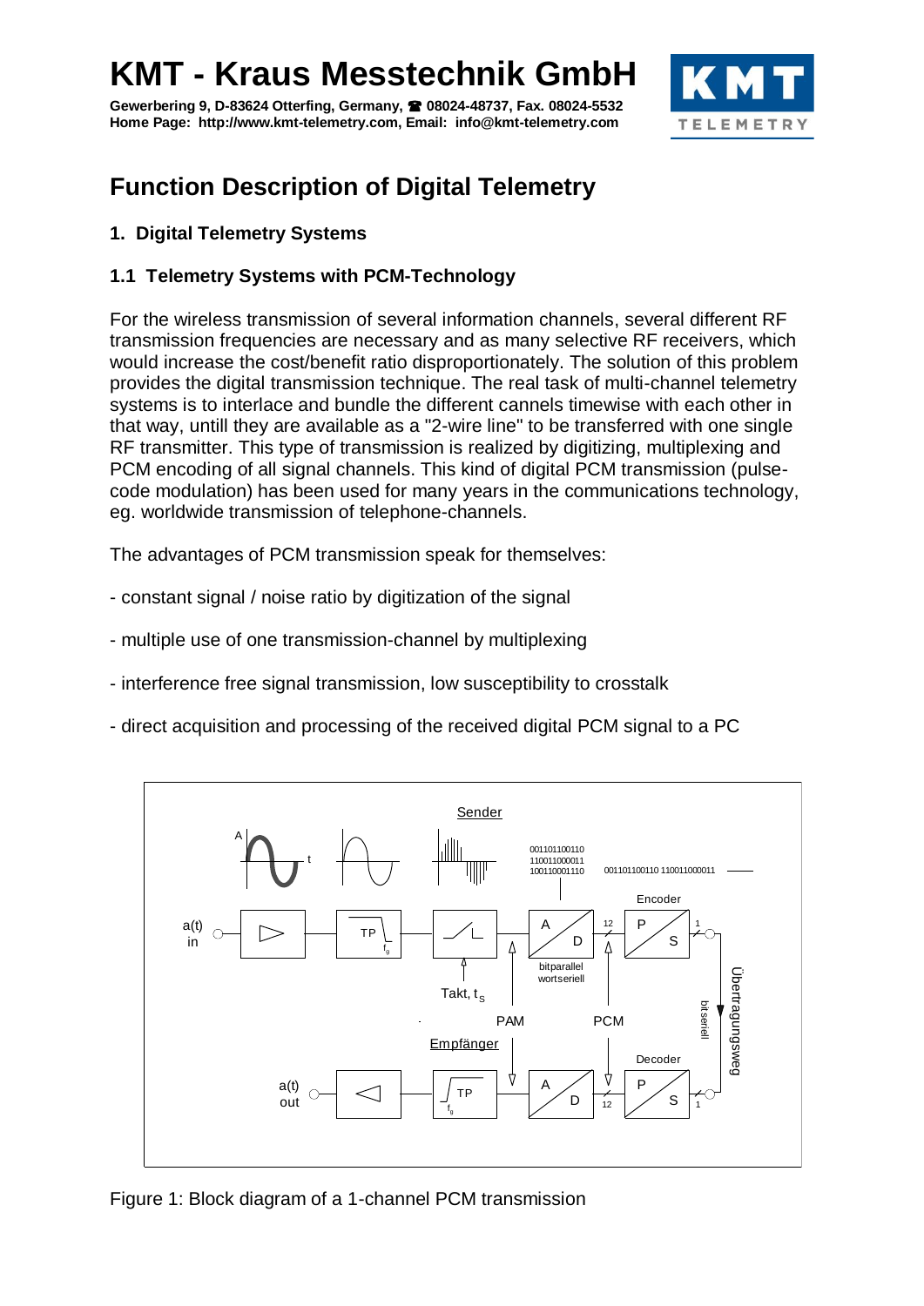# KMT - Kraus Messtechnik GmbH

**Gewerbering 9, D-83624 Otterfing, Germany, ☎ 08024-48737, Fax. 08024-5532**
**Home Page: http://www.kmt-telemetry.com, Email: info@kmt-telemetry.com**

# Function Description of Digital Telemetry

## 1. Digital Telemetry Systems

### 1.1 Telemetry Systems with PCM-Technology

For the wireless transmission of several information channels, several different RF transmission frequencies are necessary and as many selective RF receivers, which would increase the cost/benefit ratio disproportionately. The solution of this problem provides the digital transmission technique. The real task of multi-channel telemetry systems is to interlace and bundle the different cannels timewise with each other in that way, untill they are available as a "2-wire line" to be transferred with one single RF transmitter. This type of transmission is realized by digitizing, multiplexing and PCM encoding of all signal channels. This kind of digital PCM transmission (pulse-code modulation) has been used for many years in the communications technology, eg. worldwide transmission of telephone-channels.

The advantages of PCM transmission speak for themselves:

- constant signal / noise ratio by digitization of the signal

- multiple use of one transmission-channel by multiplexing

- interference free signal transmission, low susceptibility to crosstalk

- direct acquisition and processing of the received digital PCM signal to a PC

Figure 1: Block diagram of a 1-channel PCM transmission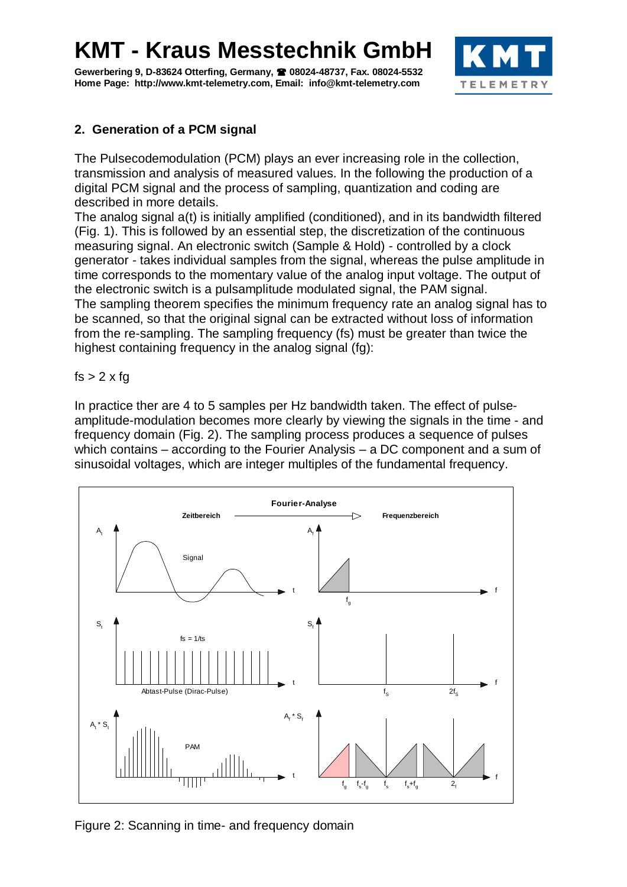## 2. Generation of a PCM signal

The Pulsecodemodulation (PCM) plays an ever increasing role in the collection, transmission and analysis of measured values. In the following the production of a digital PCM signal and the process of sampling, quantization and coding are described in more details.
The analog signal a(t) is initially amplified (conditioned), and in its bandwidth filtered (Fig. 1). This is followed by an essential step, the discretization of the continuous measuring signal. An electronic switch (Sample & Hold) - controlled by a clock generator - takes individual samples from the signal, whereas the pulse amplitude in time corresponds to the momentary value of the analog input voltage. The output of the electronic switch is a pulsamplitude modulated signal, the PAM signal.
The sampling theorem specifies the minimum frequency rate an analog signal has to be scanned, so that the original signal can be extracted without loss of information from the re-sampling. The sampling frequency (fs) must be greater than twice the highest containing frequency in the analog signal (fg):

$fs > 2 \times fg$

In practice ther are 4 to 5 samples per Hz bandwidth taken. The effect of pulse-amplitude-modulation becomes more clearly by viewing the signals in the time - and frequency domain (Fig. 2). The sampling process produces a sequence of pulses which contains – according to the Fourier Analysis – a DC component and a sum of sinusoidal voltages, which are integer multiples of the fundamental frequency.

Figure 2: Scanning in time- and frequency domain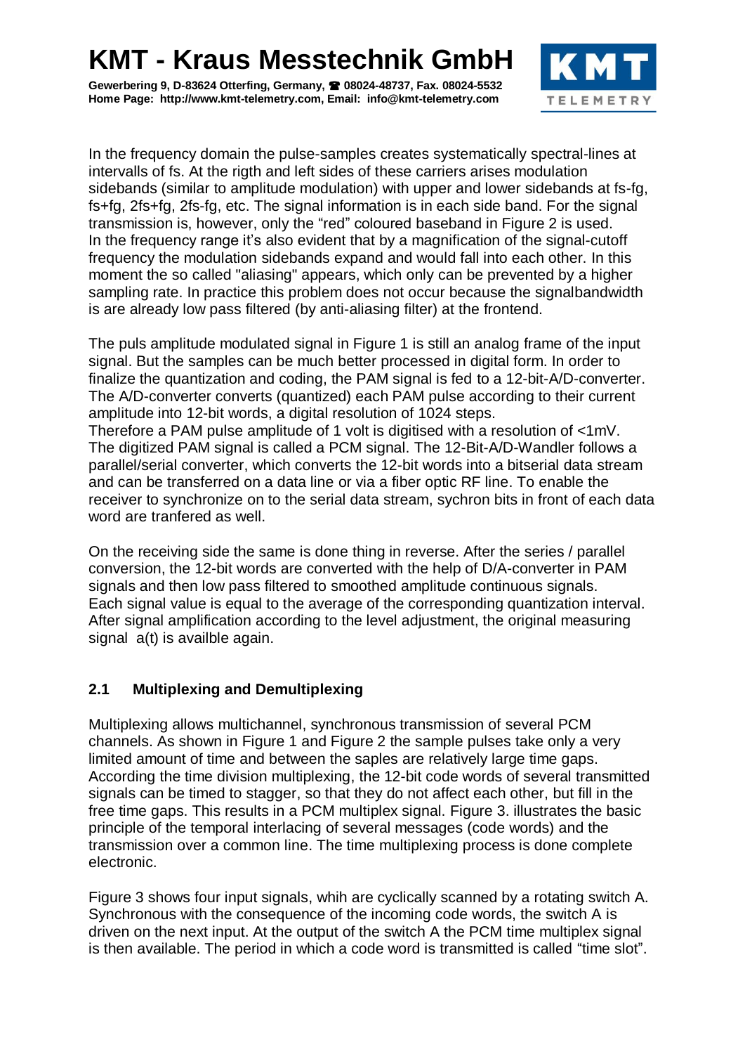In the frequency domain the pulse-samples creates systematically spectral-lines at intervalls of fs. At the rigth and left sides of these carriers arises modulation sidebands (similar to amplitude modulation) with upper and lower sidebands at fs-fg, fs+fg, 2fs+fg, 2fs-fg, etc. The signal information is in each side band. For the signal transmission is, however, only the “red” coloured baseband in Figure 2 is used. In the frequency range it’s also evident that by a magnification of the signal-cutoff frequency the modulation sidebands expand and would fall into each other. In this moment the so called "aliasing" appears, which only can be prevented by a higher sampling rate. In practice this problem does not occur because the signalbandwidth is are already low pass filtered (by anti-aliasing filter) at the frontend.

The puls amplitude modulated signal in Figure 1 is still an analog frame of the input signal. But the samples can be much better processed in digital form. In order to finalize the quantization and coding, the PAM signal is fed to a 12-bit-A/D-converter. The A/D-converter converts (quantized) each PAM pulse according to their current amplitude into 12-bit words, a digital resolution of 1024 steps.
Therefore a PAM pulse amplitude of 1 volt is digitised with a resolution of <1mV. The digitized PAM signal is called a PCM signal. The 12-Bit-A/D-Wandler follows a parallel/serial converter, which converts the 12-bit words into a bitserial data stream and can be transferred on a data line or via a fiber optic RF line. To enable the receiver to synchronize on to the serial data stream, sychron bits in front of each data word are tranfered as well.

On the receiving side the same is done thing in reverse. After the series / parallel conversion, the 12-bit words are converted with the help of D/A-converter in PAM signals and then low pass filtered to smoothed amplitude continuous signals. Each signal value is equal to the average of the corresponding quantization interval. After signal amplification according to the level adjustment, the original measuring signal a(t) is availble again.

## 2.1 Multiplexing and Demultiplexing

Multiplexing allows multichannel, synchronous transmission of several PCM channels. As shown in Figure 1 and Figure 2 the sample pulses take only a very limited amount of time and between the saples are relatively large time gaps. According the time division multiplexing, the 12-bit code words of several transmitted signals can be timed to stagger, so that they do not affect each other, but fill in the free time gaps. This results in a PCM multiplex signal. Figure 3. illustrates the basic principle of the temporal interlacing of several messages (code words) and the transmission over a common line. The time multiplexing process is done complete electronic.

Figure 3 shows four input signals, whih are cyclically scanned by a rotating switch A. Synchronous with the consequence of the incoming code words, the switch A is driven on the next input. At the output of the switch A the PCM time multiplex signal is then available. The period in which a code word is transmitted is called “time slot”.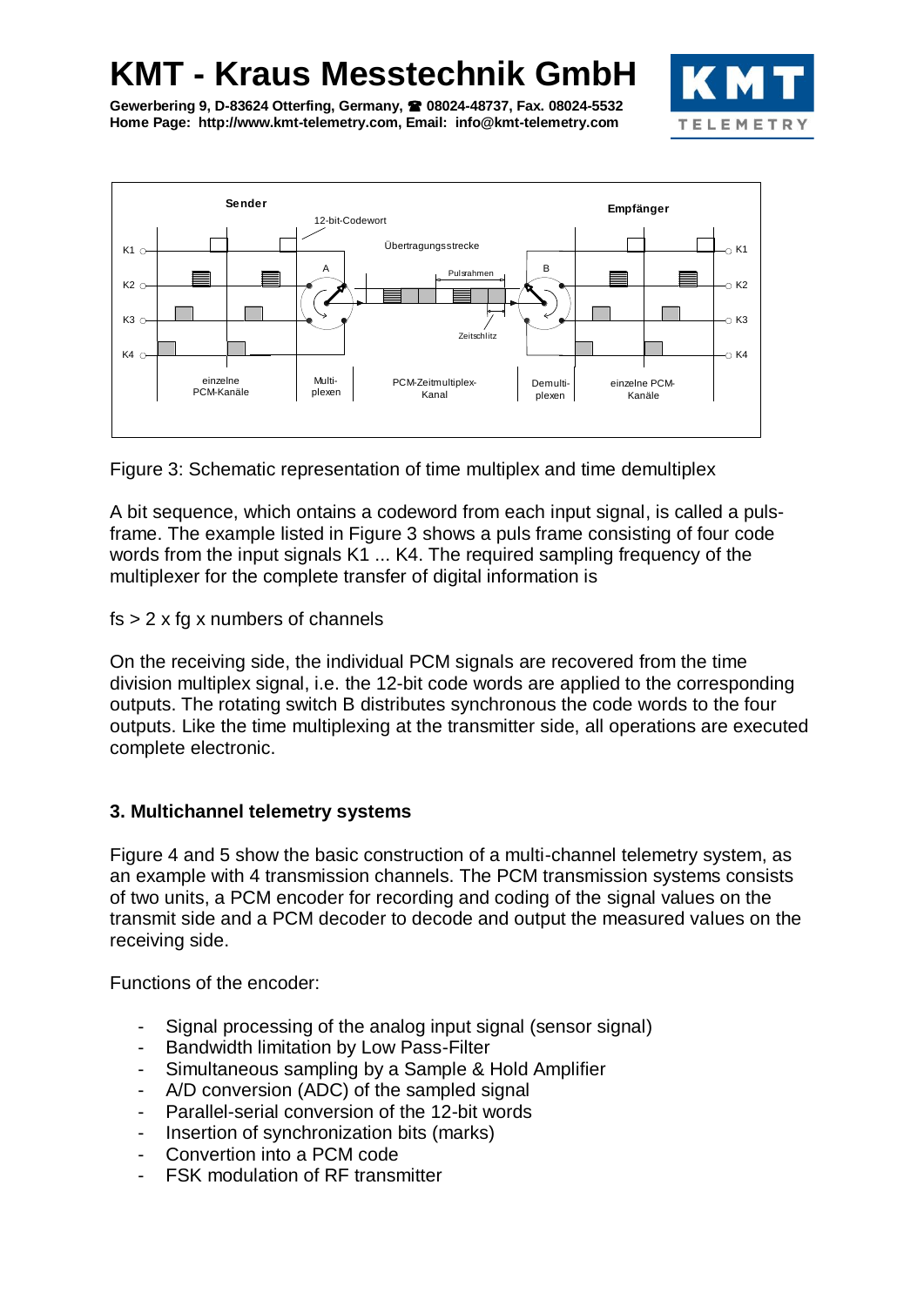Figure 3: Schematic representation of time multiplex and time demultiplex

A bit sequence, which ontains a codeword from each input signal, is called a puls-frame. The example listed in Figure 3 shows a puls frame consisting of four code words from the input signals K1 ... K4. The required sampling frequency of the multiplexer for the complete transfer of digital information is

fs > 2 x fg x numbers of channels

On the receiving side, the individual PCM signals are recovered from the time division multiplex signal, i.e. the 12-bit code words are applied to the corresponding outputs. The rotating switch B distributes synchronous the code words to the four outputs. Like the time multiplexing at the transmitter side, all operations are executed complete electronic.

## 3. Multichannel telemetry systems

Figure 4 and 5 show the basic construction of a multi-channel telemetry system, as an example with 4 transmission channels. The PCM transmission systems consists of two units, a PCM encoder for recording and coding of the signal values on the transmit side and a PCM decoder to decode and output the measured values on the receiving side.

Functions of the encoder:

- Signal processing of the analog input signal (sensor signal)
- Bandwidth limitation by Low Pass-Filter
- Simultaneous sampling by a Sample & Hold Amplifier
- A/D conversion (ADC) of the sampled signal
- Parallel-serial conversion of the 12-bit words
- Insertion of synchronization bits (marks)
- Convertion into a PCM code
- FSK modulation of RF transmitter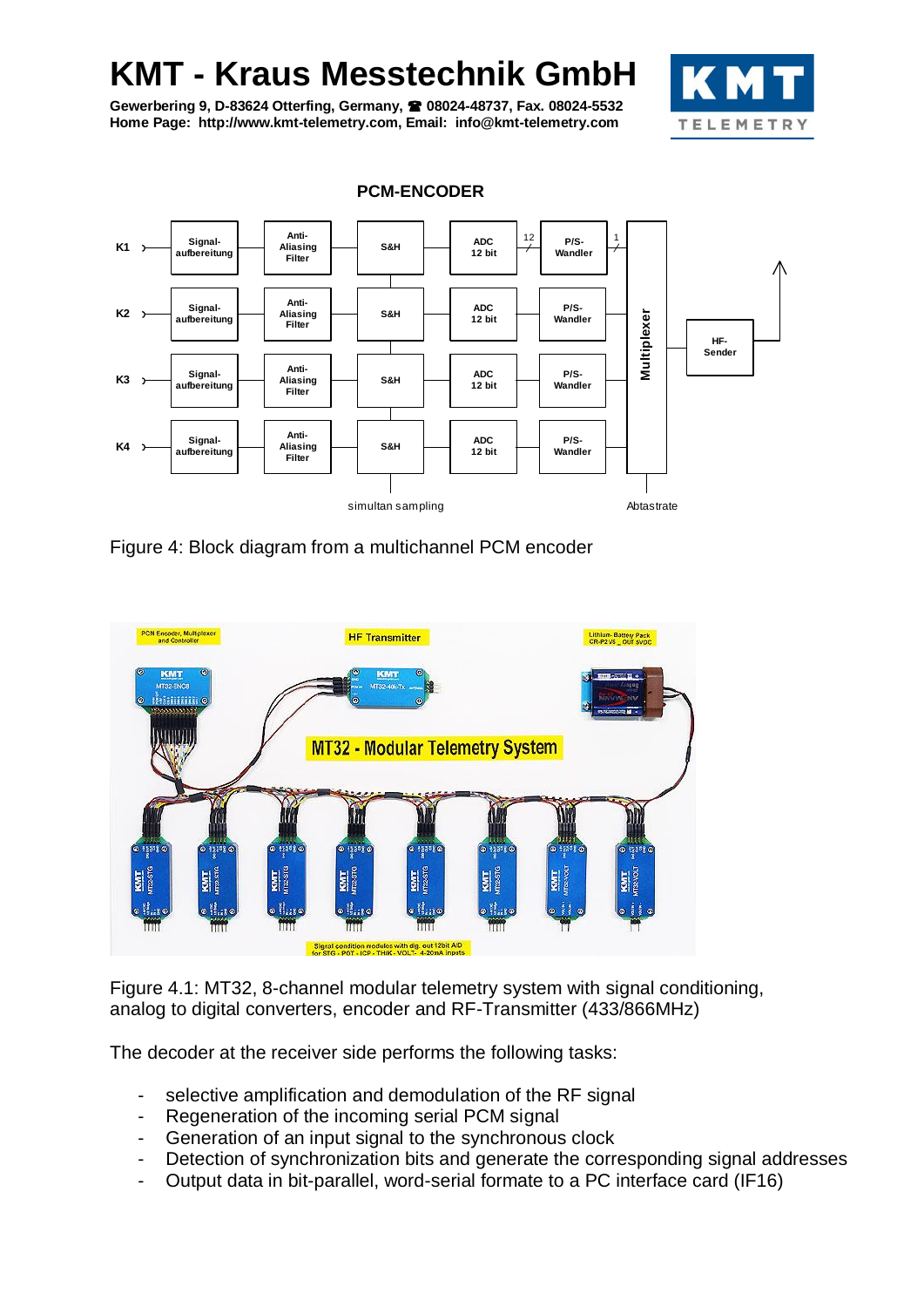**PCM-ENCODER**

Figure 4: Block diagram from a multichannel PCM encoder

Figure 4.1: MT32, 8-channel modular telemetry system with signal conditioning, analog to digital converters, encoder and RF-Transmitter (433/866MHz)

The decoder at the receiver side performs the following tasks:

- selective amplification and demodulation of the RF signal
- Regeneration of the incoming serial PCM signal
- Generation of an input signal to the synchronous clock
- Detection of synchronization bits and generate the corresponding signal addresses
- Output data in bit-parallel, word-serial formate to a PC interface card (IF16)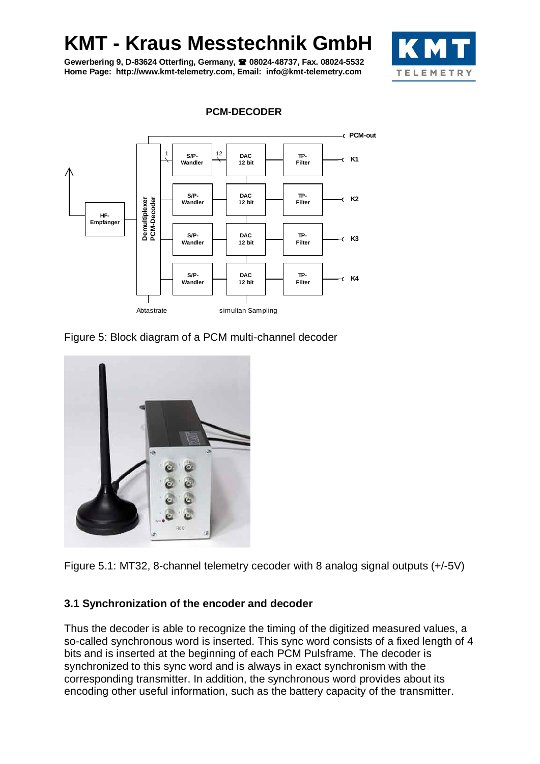PCM-DECODER

Figure 5: Block diagram of a PCM multi-channel decoder

Figure 5.1: MT32, 8-channel telemetry cecoder with 8 analog signal outputs (+/-5V)

### 3.1 Synchronization of the encoder and decoder

Thus the decoder is able to recognize the timing of the digitized measured values, a so-called synchronous word is inserted. This sync word consists of a fixed length of 4 bits and is inserted at the beginning of each PCM Pulsframe. The decoder is synchronized to this sync word and is always in exact synchronism with the corresponding transmitter. In addition, the synchronous word provides about its encoding other useful information, such as the battery capacity of the transmitter.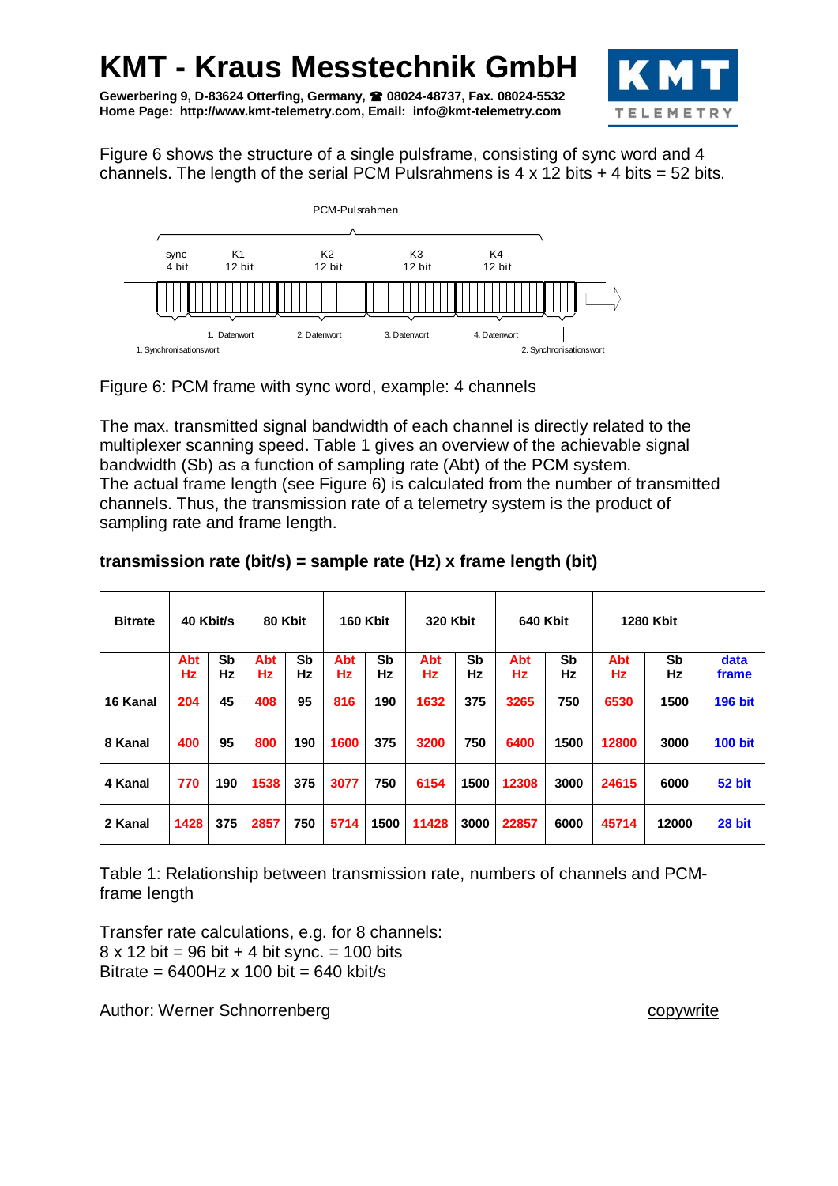Figure 6 shows the structure of a single pulsframe, consisting of sync word and 4 channels. The length of the serial PCM Pulsrahmens is 4 x 12 bits + 4 bits = 52 bits.

PCM-Pulsrahmen

sync 4 bit

K1 12 bit

K2 12 bit

K3 12 bit

K4 12 bit

1. Datenwort

2. Datenwort

3. Datenwort

4. Datenwort

1. Synchronisationswort

2. Synchronisationswort

Figure 6: PCM frame with sync word, example: 4 channels

The max. transmitted signal bandwidth of each channel is directly related to the multiplexer scanning speed. Table 1 gives an overview of the achievable signal bandwidth (Sb) as a function of sampling rate (Abt) of the PCM system.
The actual frame length (see Figure 6) is calculated from the number of transmitted channels. Thus, the transmission rate of a telemetry system is the product of sampling rate and frame length.

**transmission rate (bit/s) = sample rate (Hz) x frame length (bit)**

| **Bitrate** | **40 Kbit/s** | | **80 Kbit** | | **160 Kbit** | | **320 Kbit** | | **640 Kbit** | | **1280 Kbit** | | |
|---|---|---|---|---|---|---|---|---|---|---|---|---|---|
| | **Abt Hz** | **Sb Hz** | **Abt Hz** | **Sb Hz** | **Abt Hz** | **Sb Hz** | **Abt Hz** | **Sb Hz** | **Abt Hz** | **Sb Hz** | **Abt Hz** | **Sb Hz** | **data frame** |
| **16 Kanal** | **204** | **45** | **408** | **95** | **816** | **190** | **1632** | **375** | **3265** | **750** | **6530** | **1500** | **196 bit** |
| **8 Kanal** | **400** | **95** | **800** | **190** | **1600** | **375** | **3200** | **750** | **6400** | **1500** | **12800** | **3000** | **100 bit** |
| **4 Kanal** | **770** | **190** | **1538** | **375** | **3077** | **750** | **6154** | **1500** | **12308** | **3000** | **24615** | **6000** | **52 bit** |
| **2 Kanal** | **1428** | **375** | **2857** | **750** | **5714** | **1500** | **11428** | **3000** | **22857** | **6000** | **45714** | **12000** | **28 bit** |

Table 1: Relationship between transmission rate, numbers of channels and PCM-frame length

Transfer rate calculations, e.g. for 8 channels:
8 x 12 bit = 96 bit + 4 bit sync. = 100 bits
Bitrate = 6400Hz x 100 bit = 640 kbit/s

Author: Werner Schnorrenberg

copywrite